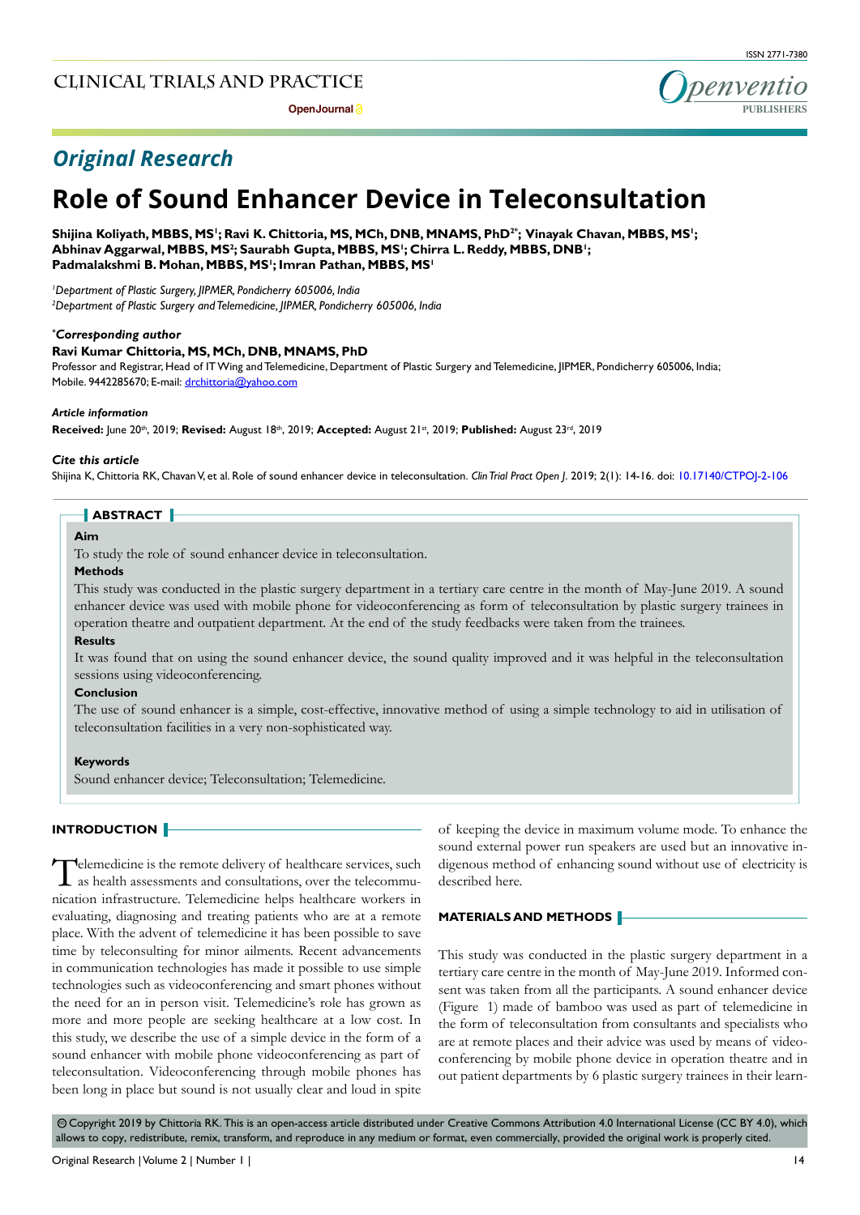# Original Research

# Role of Sound Enhancer Device in Teleconsultation

**Shijina Koliyath, MBBS, MS[1]; Ravi K. Chittoria, MS, MCh, DNB, MNAMS, PhD[2*]; Vinayak Chavan, MBBS, MS[1]; Abhinav Aggarwal, MBBS, MS[2]; Saurabh Gupta, MBBS, MS[1]; Chirra L. Reddy, MBBS, DNB[1]; Padmalakshmi B. Mohan, MBBS, MS[1]; Imran Pathan, MBBS, MS[1]**

*[1]Department of Plastic Surgery, JIPMER, Pondicherry 605006, India*
*[2]Department of Plastic Surgery and Telemedicine, JIPMER, Pondicherry 605006, India*

***Corresponding author***
**Ravi Kumar Chittoria, MS, MCh, DNB, MNAMS, PhD**
Professor and Registrar, Head of IT Wing and Telemedicine, Department of Plastic Surgery and Telemedicine, JIPMER, Pondicherry 605006, India; Mobile. 9442285670; E-mail: drchittoria@yahoo.com

***Article information***
**Received:** June 20th, 2019; **Revised:** August 18th, 2019; **Accepted:** August 21st, 2019; **Published:** August 23rd, 2019

***Cite this article***
Shijina K, Chittoria RK, Chavan V, et al. Role of sound enhancer device in teleconsultation. *Clin Trial Pract Open J*. 2019; 2(1): 14-16. doi: 10.17140/CTPOJ-2-106

## ABSTRACT

**Aim**

To study the role of sound enhancer device in teleconsultation.

**Methods**

This study was conducted in the plastic surgery department in a tertiary care centre in the month of May-June 2019. A sound enhancer device was used with mobile phone for videoconferencing as form of teleconsultation by plastic surgery trainees in operation theatre and outpatient department. At the end of the study feedbacks were taken from the trainees.

**Results**

It was found that on using the sound enhancer device, the sound quality improved and it was helpful in the teleconsultation sessions using videoconferencing.

**Conclusion**

The use of sound enhancer is a simple, cost-effective, innovative method of using a simple technology to aid in utilisation of teleconsultation facilities in a very non-sophisticated way.

**Keywords**

Sound enhancer device; Teleconsultation; Telemedicine.

## INTRODUCTION

Telemedicine is the remote delivery of healthcare services, such as health assessments and consultations, over the telecommunication infrastructure. Telemedicine helps healthcare workers in evaluating, diagnosing and treating patients who are at a remote place. With the advent of telemedicine it has been possible to save time by teleconsulting for minor ailments. Recent advancements in communication technologies has made it possible to use simple technologies such as videoconferencing and smart phones without the need for an in person visit. Telemedicine's role has grown as more and more people are seeking healthcare at a low cost. In this study, we describe the use of a simple device in the form of a sound enhancer with mobile phone videoconferencing as part of teleconsultation. Videoconferencing through mobile phones has been long in place but sound is not usually clear and loud in spite of keeping the device in maximum volume mode. To enhance the sound external power run speakers are used but an innovative indigenous method of enhancing sound without use of electricity is described here.

## MATERIALS AND METHODS

This study was conducted in the plastic surgery department in a tertiary care centre in the month of May-June 2019. Informed consent was taken from all the participants. A sound enhancer device (Figure 1) made of bamboo was used as part of telemedicine in the form of teleconsultation from consultants and specialists who are at remote places and their advice was used by means of videoconferencing by mobile phone device in operation theatre and in out patient departments by 6 plastic surgery trainees in their learn-

© Copyright 2019 by Chittoria RK. This is an open-access article distributed under Creative Commons Attribution 4.0 International License (CC BY 4.0), which allows to copy, redistribute, remix, transform, and reproduce in any medium or format, even commercially, provided the original work is properly cited.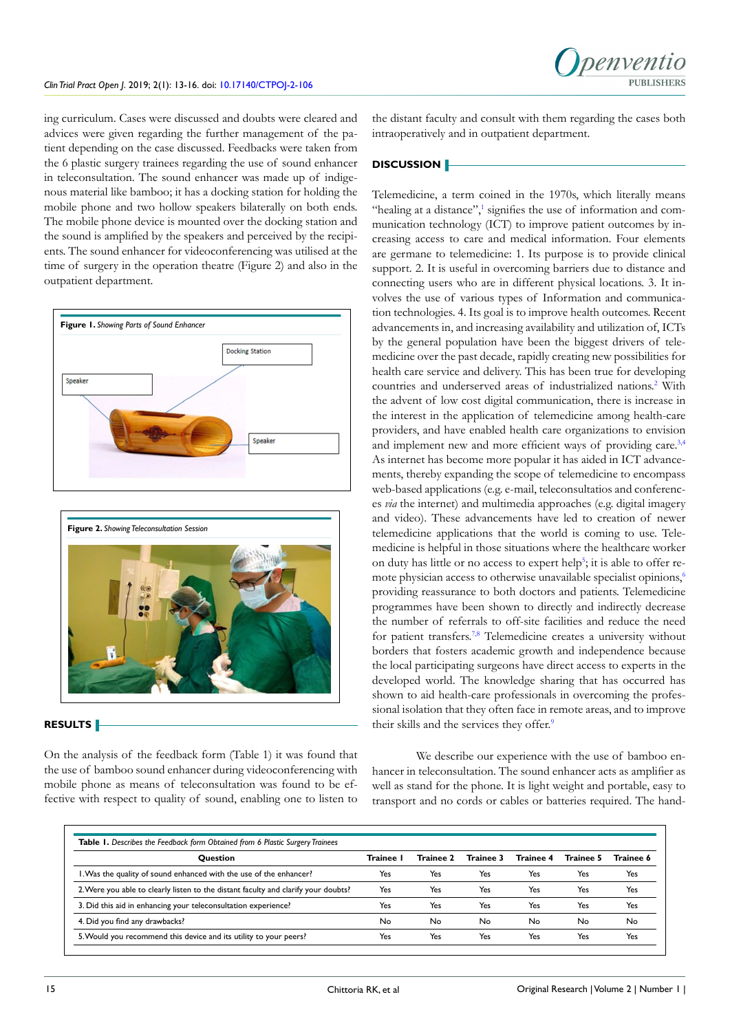ing curriculum. Cases were discussed and doubts were cleared and advices were given regarding the further management of the patient depending on the case discussed. Feedbacks were taken from the 6 plastic surgery trainees regarding the use of sound enhancer in teleconsultation. The sound enhancer was made up of indigenous material like bamboo; it has a docking station for holding the mobile phone and two hollow speakers bilaterally on both ends. The mobile phone device is mounted over the docking station and the sound is amplified by the speakers and perceived by the recipients. The sound enhancer for videoconferencing was utilised at the time of surgery in the operation theatre (Figure 2) and also in the outpatient department.

**Figure 1.** *Showing Parts of Sound Enhancer*

**Figure 2.** *Showing Teleconsultation Session*

## RESULTS

On the analysis of the feedback form (Table 1) it was found that the use of bamboo sound enhancer during videoconferencing with mobile phone as means of teleconsultation was found to be effective with respect to quality of sound, enabling one to listen to the distant faculty and consult with them regarding the cases both intraoperatively and in outpatient department.

## DISCUSSION

Telemedicine, a term coined in the 1970s, which literally means "healing at a distance",[1] signifies the use of information and communication technology (ICT) to improve patient outcomes by increasing access to care and medical information. Four elements are germane to telemedicine: 1. Its purpose is to provide clinical support. 2. It is useful in overcoming barriers due to distance and connecting users who are in different physical locations. 3. It involves the use of various types of Information and communication technologies. 4. Its goal is to improve health outcomes. Recent advancements in, and increasing availability and utilization of, ICTs by the general population have been the biggest drivers of telemedicine over the past decade, rapidly creating new possibilities for health care service and delivery. This has been true for developing countries and underserved areas of industrialized nations.[2] With the advent of low cost digital communication, there is increase in the interest in the application of telemedicine among health-care providers, and have enabled health care organizations to envision and implement new and more efficient ways of providing care.[3,4] As internet has become more popular it has aided in ICT advancements, thereby expanding the scope of telemedicine to encompass web-based applications (e.g. e-mail, teleconsultations and conferences *via* the internet) and multimedia approaches (e.g. digital imagery and video). These advancements have led to creation of newer telemedicine applications that the world is coming to use. Telemedicine is helpful in those situations where the healthcare worker on duty has little or no access to expert help[5]; it is able to offer remote physician access to otherwise unavailable specialist opinions,[6] providing reassurance to both doctors and patients. Telemedicine programmes have been shown to directly and indirectly decrease the number of referrals to off-site facilities and reduce the need for patient transfers.[7,8] Telemedicine creates a university without borders that fosters academic growth and independence because the local participating surgeons have direct access to experts in the developed world. The knowledge sharing that has occurred has shown to aid health-care professionals in overcoming the professional isolation that they often face in remote areas, and to improve their skills and the services they offer.[9]

We describe our experience with the use of bamboo enhancer in teleconsultation. The sound enhancer acts as amplifier as well as stand for the phone. It is light weight and portable, easy to transport and no cords or cables or batteries required. The hand-

**Table 1.** *Describes the Feedback form Obtained from 6 Plastic Surgery Trainees*

| Question | Trainee 1 | Trainee 2 | Trainee 3 | Trainee 4 | Trainee 5 | Trainee 6 |
|---|---|---|---|---|---|---|
| 1. Was the quality of sound enhanced with the use of the enhancer? | Yes | Yes | Yes | Yes | Yes | Yes |
| 2. Were you able to clearly listen to the distant faculty and clarify your doubts? | Yes | Yes | Yes | Yes | Yes | Yes |
| 3. Did this aid in enhancing your teleconsultation experience? | Yes | Yes | Yes | Yes | Yes | Yes |
| 4. Did you find any drawbacks? | No | No | No | No | No | No |
| 5. Would you recommend this device and its utility to your peers? | Yes | Yes | Yes | Yes | Yes | Yes |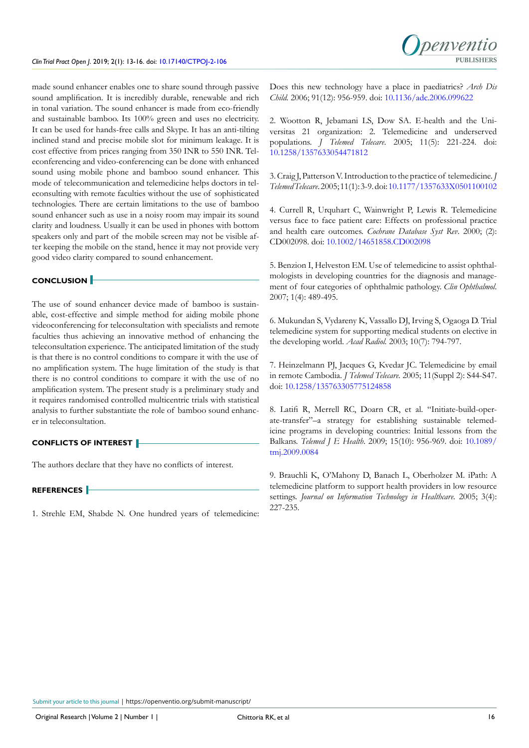made sound enhancer enables one to share sound through passive sound amplification. It is incredibly durable, renewable and rich in tonal variation. The sound enhancer is made from eco-friendly and sustainable bamboo. Its 100% green and uses no electricity. It can be used for hands-free calls and Skype. It has an anti-tilting inclined stand and precise mobile slot for minimum leakage. It is cost effective from prices ranging from 350 INR to 550 INR. Teleconferencing and video-conferencing can be done with enhanced sound using mobile phone and bamboo sound enhancer. This mode of telecommunication and telemedicine helps doctors in teleconsulting with remote faculties without the use of sophisticated technologies. There are certain limitations to the use of bamboo sound enhancer such as use in a noisy room may impair its sound clarity and loudness. Usually it can be used in phones with bottom speakers only and part of the mobile screen may not be visible after keeping the mobile on the stand, hence it may not provide very good video clarity compared to sound enhancement.

## CONCLUSION

The use of sound enhancer device made of bamboo is sustainable, cost-effective and simple method for aiding mobile phone videoconferencing for teleconsultation with specialists and remote faculties thus achieving an innovative method of enhancing the teleconsultation experience. The anticipated limitation of the study is that there is no control conditions to compare it with the use of no amplification system. The huge limitation of the study is that there is no control conditions to compare it with the use of no amplification system. The present study is a preliminary study and it requires randomised controlled multicentric trials with statistical analysis to further substantiate the role of bamboo sound enhancer in teleconsultation.

## CONFLICTS OF INTEREST

The authors declare that they have no conflicts of interest.

## REFERENCES

1. Strehle EM, Shabde N. One hundred years of telemedicine: Does this new technology have a place in paediatrics? *Arch Dis Child.* 2006; 91(12): 956-959. doi: 10.1136/adc.2006.099622

2. Wootton R, Jebamani LS, Dow SA. E-health and the Universitas 21 organization: 2. Telemedicine and underserved populations. *J Telemed Telecare.* 2005; 11(5): 221-224. doi: 10.1258/1357633054471812

3. Craig J, Patterson V. Introduction to the practice of telemedicine. *J Telemed Telecare.* 2005; 11(1): 3-9. doi: 10.1177/1357633X0501100102

4. Currell R, Urquhart C, Wainwright P, Lewis R. Telemedicine versus face to face patient care: Effects on professional practice and health care outcomes. *Cochrane Database Syst Rev.* 2000; (2): CD002098. doi: 10.1002/14651858.CD002098

5. Benzion I, Helveston EM. Use of telemedicine to assist ophthalmologists in developing countries for the diagnosis and management of four categories of ophthalmic pathology. *Clin Ophthalmol.* 2007; 1(4): 489-495.

6. Mukundan S, Vydareny K, Vassallo DJ, Irving S, Ogaoga D. Trial telemedicine system for supporting medical students on elective in the developing world. *Acad Radiol.* 2003; 10(7): 794-797.

7. Heinzelmann PJ, Jacques G, Kvedar JC. Telemedicine by email in remote Cambodia. *J Telemed Telecare.* 2005; 11(Suppl 2): S44-S47. doi: 10.1258/135763305775124858

8. Latifi R, Merrell RC, Doarn CR, et al. "Initiate-build-operate-transfer"–a strategy for establishing sustainable telemedicine programs in developing countries: Initial lessons from the Balkans. *Telemed J E Health.* 2009; 15(10): 956-969. doi: 10.1089/tmj.2009.0084

9. Brauchli K, O'Mahony D, Banach L, Oberholzer M. iPath: A telemedicine platform to support health providers in low resource settings. *Journal on Information Technology in Healthcare.* 2005; 3(4): 227-235.